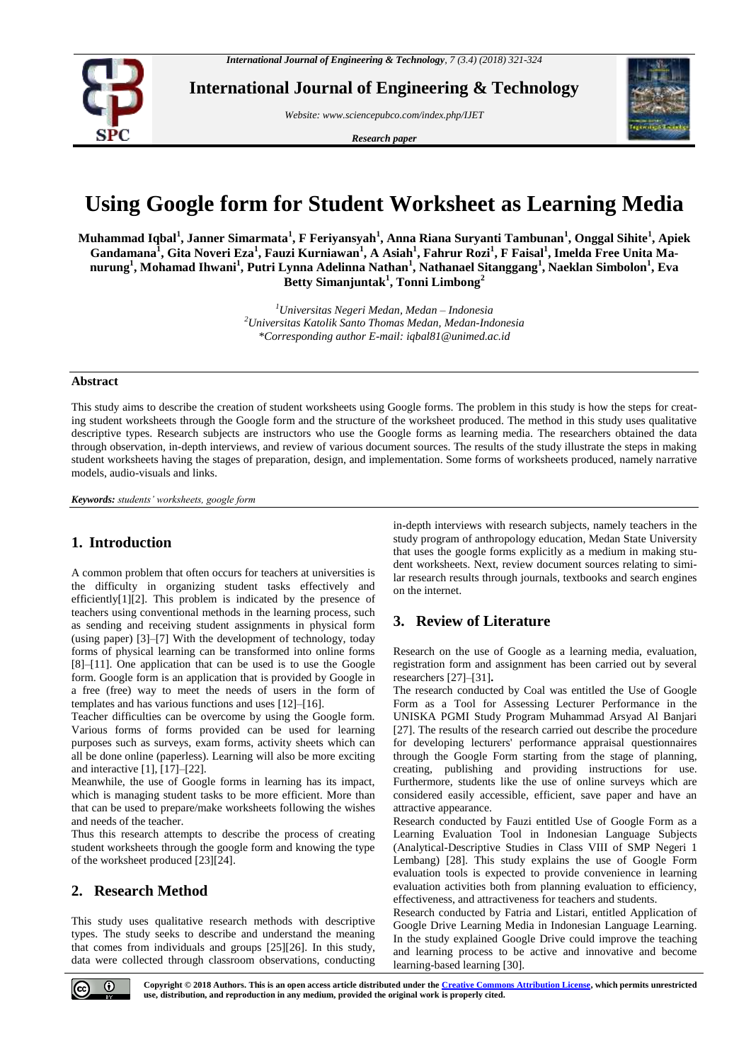# Using Google form for Student Worksheet as Learning Media

**Muhammad Iqbal[1], Janner Simarmata[1], F Feriyansyah[1], Anna Riana Suryanti Tambunan[1], Onggal Sihite[1], Apiek Gandamana[1], Gita Noveri Eza[1], Fauzi Kurniawan[1], A Asiah[1], Fahrur Rozi[1], F Faisal[1], Imelda Free Unita Manurung[1], Mohamad Ihwani[1], Putri Lynna Adelinna Nathan[1], Nathanael Sitanggang[1], Naeklan Simbolon[1], Eva Betty Simanjuntak[1], Tonni Limbong[2]**

*[1]Universitas Negeri Medan, Medan – Indonesia*
*[2]Universitas Katolik Santo Thomas Medan, Medan-Indonesia*
*\*Corresponding author E-mail: iqbal81@unimed.ac.id*

## Abstract

This study aims to describe the creation of student worksheets using Google forms. The problem in this study is how the steps for creating student worksheets through the Google form and the structure of the worksheet produced. The method in this study uses qualitative descriptive types. Research subjects are instructors who use the Google forms as learning media. The researchers obtained the data through observation, in-depth interviews, and review of various document sources. The results of the study illustrate the steps in making student worksheets having the stages of preparation, design, and implementation. Some forms of worksheets produced, namely narrative models, audio-visuals and links.

***Keywords:*** *students' worksheets, google form*

## 1. Introduction

A common problem that often occurs for teachers at universities is the difficulty in organizing student tasks effectively and efficiently[1][2]. This problem is indicated by the presence of teachers using conventional methods in the learning process, such as sending and receiving student assignments in physical form (using paper) [3]–[7] With the development of technology, today forms of physical learning can be transformed into online forms [8]–[11]. One application that can be used is to use the Google form. Google form is an application that is provided by Google in a free (free) way to meet the needs of users in the form of templates and has various functions and uses [12]–[16].

Teacher difficulties can be overcome by using the Google form. Various forms of forms provided can be used for learning purposes such as surveys, exam forms, activity sheets which can all be done online (paperless). Learning will also be more exciting and interactive [1], [17]–[22].

Meanwhile, the use of Google forms in learning has its impact, which is managing student tasks to be more efficient. More than that can be used to prepare/make worksheets following the wishes and needs of the teacher.

Thus this research attempts to describe the process of creating student worksheets through the google form and knowing the type of the worksheet produced [23][24].

## 2. Research Method

This study uses qualitative research methods with descriptive types. The study seeks to describe and understand the meaning that comes from individuals and groups [25][26]. In this study, data were collected through classroom observations, conducting in-depth interviews with research subjects, namely teachers in the study program of anthropology education, Medan State University that uses the google forms explicitly as a medium in making student worksheets. Next, review document sources relating to similar research results through journals, textbooks and search engines on the internet.

## 3. Review of Literature

Research on the use of Google as a learning media, evaluation, registration form and assignment has been carried out by several researchers [27]–[31].

The research conducted by Coal was entitled the Use of Google Form as a Tool for Assessing Lecturer Performance in the UNISKA PGMI Study Program Muhammad Arsyad Al Banjari [27]. The results of the research carried out describe the procedure for developing lecturers' performance appraisal questionnaires through the Google Form starting from the stage of planning, creating, publishing and providing instructions for use. Furthermore, students like the use of online surveys which are considered easily accessible, efficient, save paper and have an attractive appearance.

Research conducted by Fauzi entitled Use of Google Form as a Learning Evaluation Tool in Indonesian Language Subjects (Analytical-Descriptive Studies in Class VIII of SMP Negeri 1 Lembang) [28]. This study explains the use of Google Form evaluation tools is expected to provide convenience in learning evaluation activities both from planning evaluation to efficiency, effectiveness, and attractiveness for teachers and students.

Research conducted by Fatria and Listari, entitled Application of Google Drive Learning Media in Indonesian Language Learning. In the study explained Google Drive could improve the teaching and learning process to be active and innovative and become learning-based learning [30].

**Copyright © 2018 Authors. This is an open access article distributed under the Creative Commons Attribution License, which permits unrestricted use, distribution, and reproduction in any medium, provided the original work is properly cited.**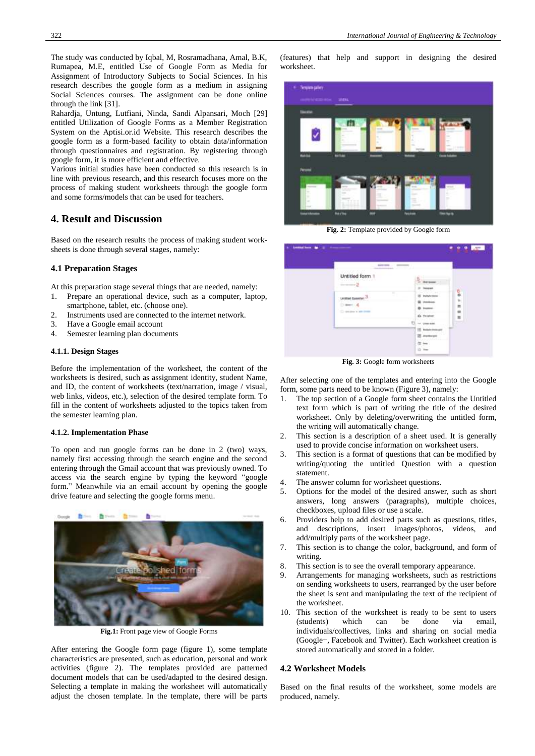The study was conducted by Iqbal, M, Rosramadhana, Amal, B.K, Rumapea, M.E, entitled Use of Google Form as Media for Assignment of Introductory Subjects to Social Sciences. In his research describes the google form as a medium in assigning Social Sciences courses. The assignment can be done online through the link [31].

Rahardja, Untung, Lutfiani, Ninda, Sandi Alpansari, Moch [29] entitled Utilization of Google Forms as a Member Registration System on the Aptisi.or.id Website. This research describes the google form as a form-based facility to obtain data/information through questionnaires and registration. By registering through google form, it is more efficient and effective.

Various initial studies have been conducted so this research is in line with previous research, and this research focuses more on the process of making student worksheets through the google form and some forms/models that can be used for teachers.

## 4. Result and Discussion

Based on the research results the process of making student work-sheets is done through several stages, namely:

### 4.1 Preparation Stages

At this preparation stage several things that are needed, namely:

1. Prepare an operational device, such as a computer, laptop, smartphone, tablet, etc. (choose one).
2. Instruments used are connected to the internet network.
3. Have a Google email account
4. Semester learning plan documents

#### 4.1.1. Design Stages

Before the implementation of the worksheet, the content of the worksheets is desired, such as assignment identity, student Name, and ID, the content of worksheets (text/narration, image / visual, web links, videos, etc.), selection of the desired template form. To fill in the content of worksheets adjusted to the topics taken from the semester learning plan.

#### 4.1.2. Implementation Phase

To open and run google forms can be done in 2 (two) ways, namely first accessing through the search engine and the second entering through the Gmail account that was previously owned. To access via the search engine by typing the keyword "google form." Meanwhile via an email account by opening the google drive feature and selecting the google forms menu.

**Fig.1:** Front page view of Google Forms

After entering the Google form page (figure 1), some template characteristics are presented, such as education, personal and work activities (figure 2). The templates provided are patterned document models that can be used/adapted to the desired design. Selecting a template in making the worksheet will automatically adjust the chosen template. In the template, there will be parts (features) that help and support in designing the desired worksheet.

**Fig. 2:** Template provided by Google form

**Fig. 3:** Google form worksheets

After selecting one of the templates and entering into the Google form, some parts need to be known (Figure 3), namely:

1. The top section of a Google form sheet contains the Untitled text form which is part of writing the title of the desired worksheet. Only by deleting/overwriting the untitled form, the writing will automatically change.
2. This section is a description of a sheet used. It is generally used to provide concise information on worksheet users.
3. This section is a format of questions that can be modified by writing/quoting the untitled Question with a question statement.
4. The answer column for worksheet questions.
5. Options for the model of the desired answer, such as short answers, long answers (paragraphs), multiple choices, checkboxes, upload files or use a scale.
6. Providers help to add desired parts such as questions, titles, and descriptions, insert images/photos, videos, and add/multiply parts of the worksheet page.
7. This section is to change the color, background, and form of writing.
8. This section is to see the overall temporary appearance.
9. Arrangements for managing worksheets, such as restrictions on sending worksheets to users, rearranged by the user before the sheet is sent and manipulating the text of the recipient of the worksheet.
10. This section of the worksheet is ready to be sent to users (students) which can be done via email, individuals/collectives, links and sharing on social media (Google+, Facebook and Twitter). Each worksheet creation is stored automatically and stored in a folder.

### 4.2 Worksheet Models

Based on the final results of the worksheet, some models are produced, namely.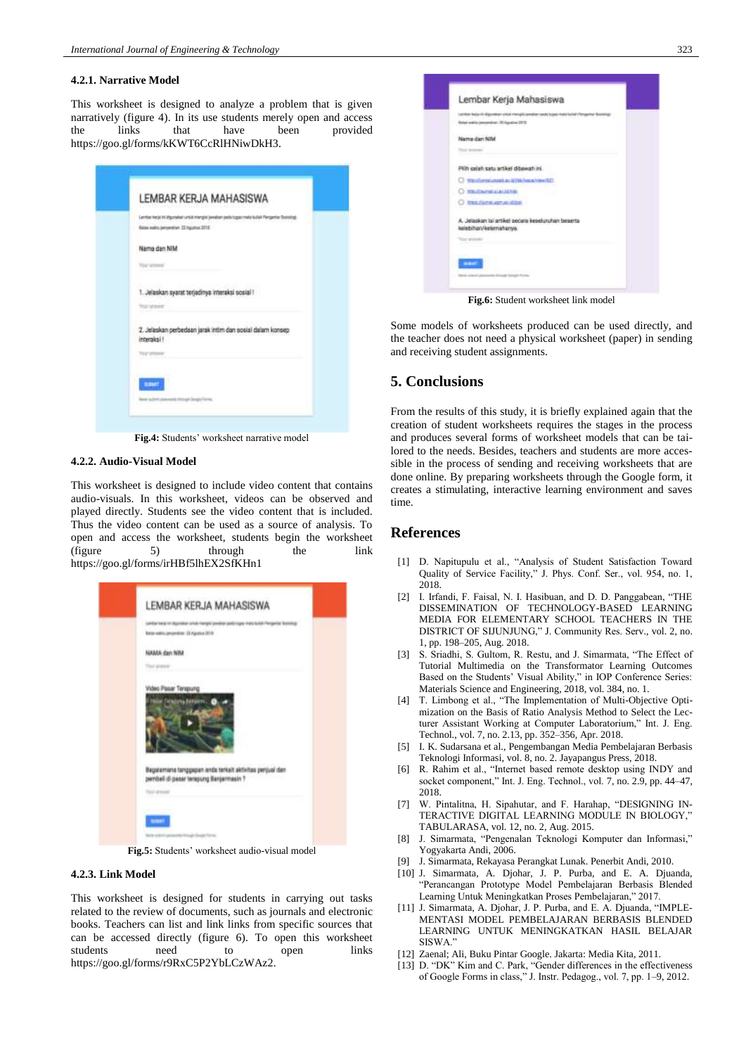#### 4.2.1. Narrative Model

This worksheet is designed to analyze a problem that is given narratively (figure 4). In its use students merely open and access the links that have been provided https://goo.gl/forms/kKWT6CcRlHNiwDkH3.

**Fig.4:** Students' worksheet narrative model

#### 4.2.2. Audio-Visual Model

This worksheet is designed to include video content that contains audio-visuals. In this worksheet, videos can be observed and played directly. Students see the video content that is included. Thus the video content can be used as a source of analysis. To open and access the worksheet, students begin the worksheet (figure 5) through the link https://goo.gl/forms/irHBf5lhEX2SfKHn1

**Fig.5:** Students' worksheet audio-visual model

#### 4.2.3. Link Model

This worksheet is designed for students in carrying out tasks related to the review of documents, such as journals and electronic books. Teachers can list and link links from specific sources that can be accessed directly (figure 6). To open this worksheet students need to open links https://goo.gl/forms/r9RxC5P2YbLCzWAz2.

**Fig.6:** Student worksheet link model

Some models of worksheets produced can be used directly, and the teacher does not need a physical worksheet (paper) in sending and receiving student assignments.

## 5. Conclusions

From the results of this study, it is briefly explained again that the creation of student worksheets requires the stages in the process and produces several forms of worksheet models that can be tailored to the needs. Besides, teachers and students are more accessible in the process of sending and receiving worksheets that are done online. By preparing worksheets through the Google form, it creates a stimulating, interactive learning environment and saves time.

## References

[1] D. Napitupulu et al., "Analysis of Student Satisfaction Toward Quality of Service Facility," J. Phys. Conf. Ser., vol. 954, no. 1, 2018.

[2] I. Irfandi, F. Faisal, N. I. Hasibuan, and D. D. Panggabean, "THE DISSEMINATION OF TECHNOLOGY-BASED LEARNING MEDIA FOR ELEMENTARY SCHOOL TEACHERS IN THE DISTRICT OF SIJUNJUNG," J. Community Res. Serv., vol. 2, no. 1, pp. 198–205, Aug. 2018.

[3] S. Sriadhi, R. Restu, and J. Simarmata, "The Effect of Tutorial Multimedia on the Transformator Learning Outcomes Based on the Students' Visual Ability," in IOP Conference Series: Materials Science and Engineering, 2018, vol. 384, no. 1.

[4] T. Limbong et al., "The Implementation of Multi-Objective Optimization on the Basis of Ratio Analysis Method to Select the Lecturer Assistant Working at Computer Laboratorium," Int. J. Eng. Technol., vol. 7, no. 2.13, pp. 352–356, Apr. 2018.

[5] I. K. Sudarsana et al., Pengembangan Media Pembelajaran Berbasis Teknologi Informasi, vol. 8, no. 2. Jayapangus Press, 2018.

[6] R. Rahim et al., "Internet based remote desktop using INDY and socket component," Int. J. Eng. Technol., vol. 7, no. 2.9, pp. 44–47, 2018.

[7] W. Pintalitna, H. Sipahutar, and F. Harahap, "DESIGNING INTERACTIVE DIGITAL LEARNING MODULE IN BIOLOGY," TABULARASA, vol. 12, no. 2, Aug. 2015.

[8] J. Simarmata, "Pengenalan Teknologi Komputer dan Informasi," Yogyakarta Andi, 2006.

[9] J. Simarmata, Rekayasa Perangkat Lunak. Penerbit Andi, 2010.

[10] J. Simarmata, A. Djohar, J. P. Purba, and E. A. Djuanda, "Perancangan Prototype Model Pembelajaran Berbasis Blended Learning Untuk Meningkatkan Proses Pembelajaran," 2017.

[11] J. Simarmata, A. Djohar, J. P. Purba, and E. A. Djuanda, "IMPLEMENTASI MODEL PEMBELAJARAN BERBASIS BLENDED LEARNING UNTUK MENINGKATKAN HASIL BELAJAR SISWA."

[12] Zaenal; Ali, Buku Pintar Google. Jakarta: Media Kita, 2011.

[13] D. "DK" Kim and C. Park, "Gender differences in the effectiveness of Google Forms in class," J. Instr. Pedagog., vol. 7, pp. 1–9, 2012.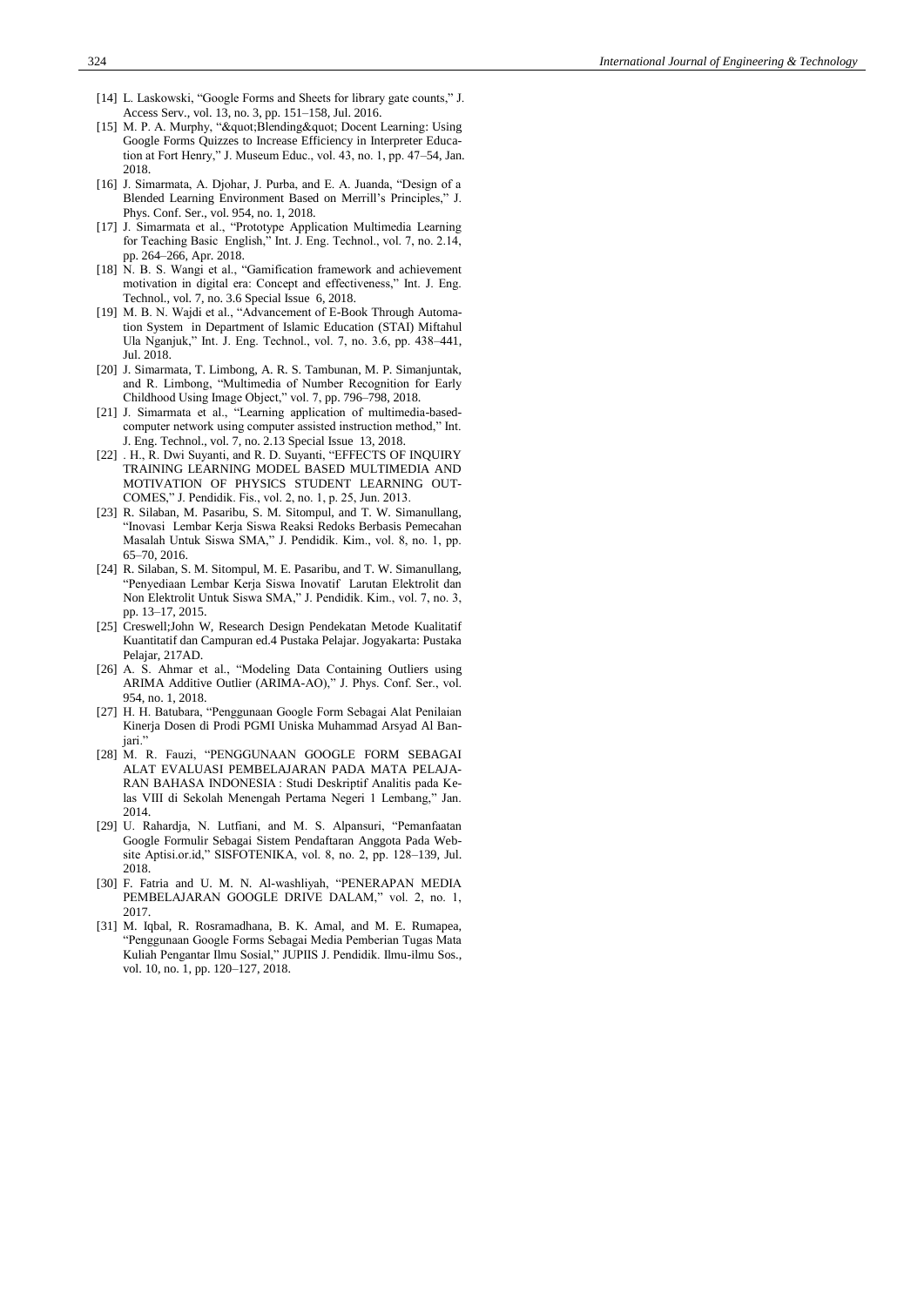[14] L. Laskowski, “Google Forms and Sheets for library gate counts,” J. Access Serv., vol. 13, no. 3, pp. 151–158, Jul. 2016.

[15] M. P. A. Murphy, “&quot;Blending&quot; Docent Learning: Using Google Forms Quizzes to Increase Efficiency in Interpreter Education at Fort Henry,” J. Museum Educ., vol. 43, no. 1, pp. 47–54, Jan. 2018.

[16] J. Simarmata, A. Djohar, J. Purba, and E. A. Juanda, “Design of a Blended Learning Environment Based on Merrill’s Principles,” J. Phys. Conf. Ser., vol. 954, no. 1, 2018.

[17] J. Simarmata et al., “Prototype Application Multimedia Learning for Teaching Basic English,” Int. J. Eng. Technol., vol. 7, no. 2.14, pp. 264–266, Apr. 2018.

[18] N. B. S. Wangi et al., “Gamification framework and achievement motivation in digital era: Concept and effectiveness,” Int. J. Eng. Technol., vol. 7, no. 3.6 Special Issue 6, 2018.

[19] M. B. N. Wajdi et al., “Advancement of E-Book Through Automation System in Department of Islamic Education (STAI) Miftahul Ula Nganjuk,” Int. J. Eng. Technol., vol. 7, no. 3.6, pp. 438–441, Jul. 2018.

[20] J. Simarmata, T. Limbong, A. R. S. Tambunan, M. P. Simanjuntak, and R. Limbong, “Multimedia of Number Recognition for Early Childhood Using Image Object,” vol. 7, pp. 796–798, 2018.

[21] J. Simarmata et al., “Learning application of multimedia-based-computer network using computer assisted instruction method,” Int. J. Eng. Technol., vol. 7, no. 2.13 Special Issue 13, 2018.

[22] . H., R. Dwi Suyanti, and R. D. Suyanti, “EFFECTS OF INQUIRY TRAINING LEARNING MODEL BASED MULTIMEDIA AND MOTIVATION OF PHYSICS STUDENT LEARNING OUTCOMES,” J. Pendidik. Fis., vol. 2, no. 1, p. 25, Jun. 2013.

[23] R. Silaban, M. Pasaribu, S. M. Sitompul, and T. W. Simanullang, “Inovasi Lembar Kerja Siswa Reaksi Redoks Berbasis Pemecahan Masalah Untuk Siswa SMA,” J. Pendidik. Kim., vol. 8, no. 1, pp. 65–70, 2016.

[24] R. Silaban, S. M. Sitompul, M. E. Pasaribu, and T. W. Simanullang, “Penyediaan Lembar Kerja Siswa Inovatif Larutan Elektrolit dan Non Elektrolit Untuk Siswa SMA,” J. Pendidik. Kim., vol. 7, no. 3, pp. 13–17, 2015.

[25] Creswell;John W, Research Design Pendekatan Metode Kualitatif Kuantitatif dan Campuran ed.4 Pustaka Pelajar. Jogyakarta: Pustaka Pelajar, 217AD.

[26] A. S. Ahmar et al., “Modeling Data Containing Outliers using ARIMA Additive Outlier (ARIMA-AO),” J. Phys. Conf. Ser., vol. 954, no. 1, 2018.

[27] H. H. Batubara, “Penggunaan Google Form Sebagai Alat Penilaian Kinerja Dosen di Prodi PGMI Uniska Muhammad Arsyad Al Banjari.”

[28] M. R. Fauzi, “PENGGUNAAN GOOGLE FORM SEBAGAI ALAT EVALUASI PEMBELAJARAN PADA MATA PELAJARAN BAHASA INDONESIA : Studi Deskriptif Analitis pada Kelas VIII di Sekolah Menengah Pertama Negeri 1 Lembang,” Jan. 2014.

[29] U. Rahardja, N. Lutfiani, and M. S. Alpansuri, “Pemanfaatan Google Formulir Sebagai Sistem Pendaftaran Anggota Pada Website Aptisi.or.id,” SISFOTENIKA, vol. 8, no. 2, pp. 128–139, Jul. 2018.

[30] F. Fatria and U. M. N. Al-washliyah, “PENERAPAN MEDIA PEMBELAJARAN GOOGLE DRIVE DALAM,” vol. 2, no. 1, 2017.

[31] M. Iqbal, R. Rosramadhana, B. K. Amal, and M. E. Rumapea, “Penggunaan Google Forms Sebagai Media Pemberian Tugas Mata Kuliah Pengantar Ilmu Sosial,” JUPIIS J. Pendidik. Ilmu-ilmu Sos., vol. 10, no. 1, pp. 120–127, 2018.